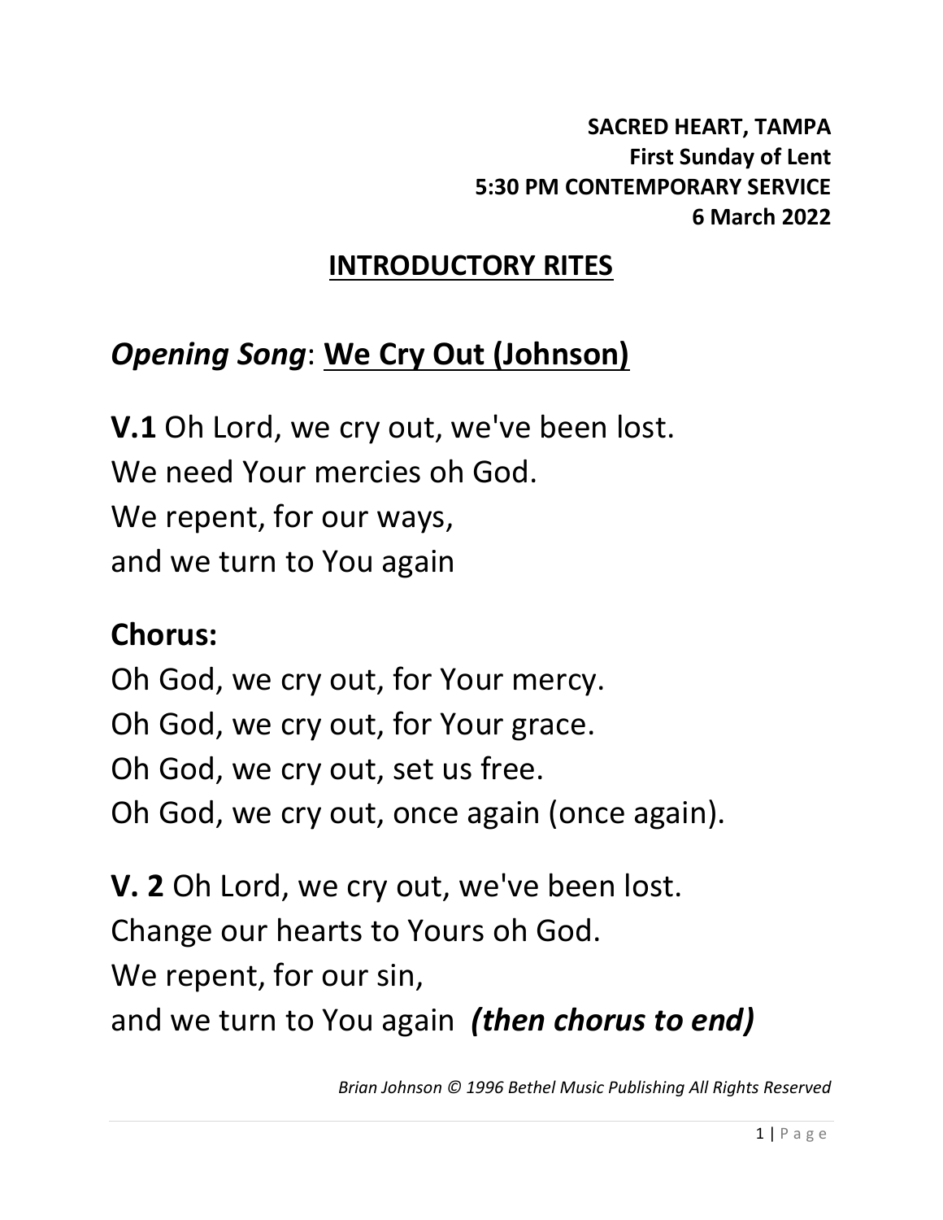**SACRED HEART, TAMPA**
**First Sunday of Lent**
**5:30 PM CONTEMPORARY SERVICE**
**6 March 2022**

## INTRODUCTORY RITES

## *Opening Song*: We Cry Out (Johnson)

**V.1** Oh Lord, we cry out, we've been lost.
We need Your mercies oh God.
We repent, for our ways,
and we turn to You again

**Chorus:**
Oh God, we cry out, for Your mercy.
Oh God, we cry out, for Your grace.
Oh God, we cry out, set us free.
Oh God, we cry out, once again (once again).

**V. 2** Oh Lord, we cry out, we've been lost.
Change our hearts to Yours oh God.
We repent, for our sin,
and we turn to You again ***(then chorus to end)***

*Brian Johnson © 1996 Bethel Music Publishing All Rights Reserved*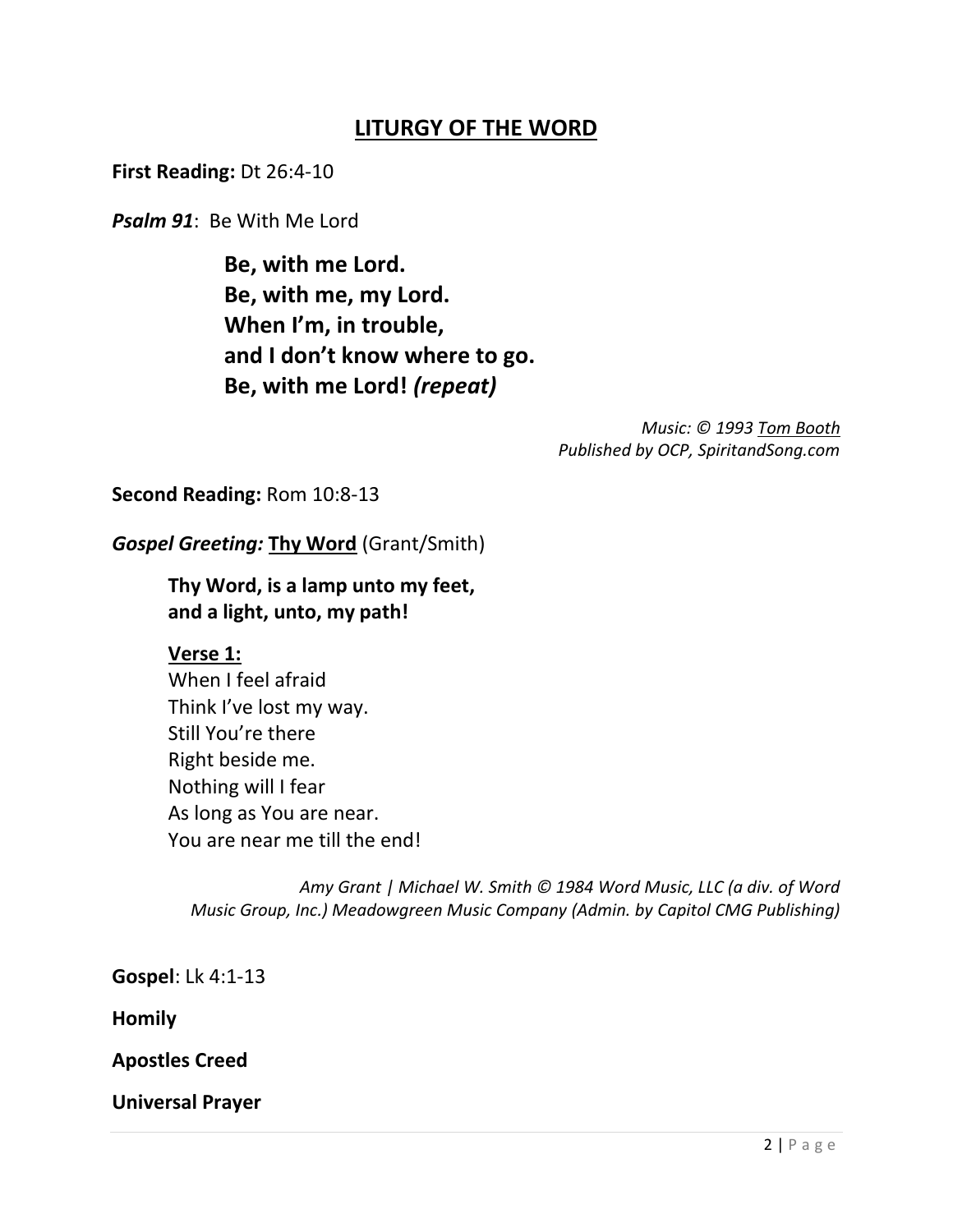# LITURGY OF THE WORD

**First Reading:** Dt 26:4-10

***Psalm 91***: Be With Me Lord

> **Be, with me Lord.**
> **Be, with me, my Lord.**
> **When I'm, in trouble,**
> **and I don't know where to go.**
> **Be, with me Lord!** ***(repeat)***

*Music: © 1993 Tom Booth*
*Published by OCP, SpiritandSong.com*

**Second Reading:** Rom 10:8-13

***Gospel Greeting:*** **Thy Word** (Grant/Smith)

> **Thy Word, is a lamp unto my feet,**
> **and a light, unto, my path!**
>
> **Verse 1:**
> When I feel afraid
> Think I've lost my way.
> Still You're there
> Right beside me.
> Nothing will I fear
> As long as You are near.
> You are near me till the end!

*Amy Grant | Michael W. Smith © 1984 Word Music, LLC (a div. of Word Music Group, Inc.) Meadowgreen Music Company (Admin. by Capitol CMG Publishing)*

**Gospel**: Lk 4:1-13

**Homily**

**Apostles Creed**

**Universal Prayer**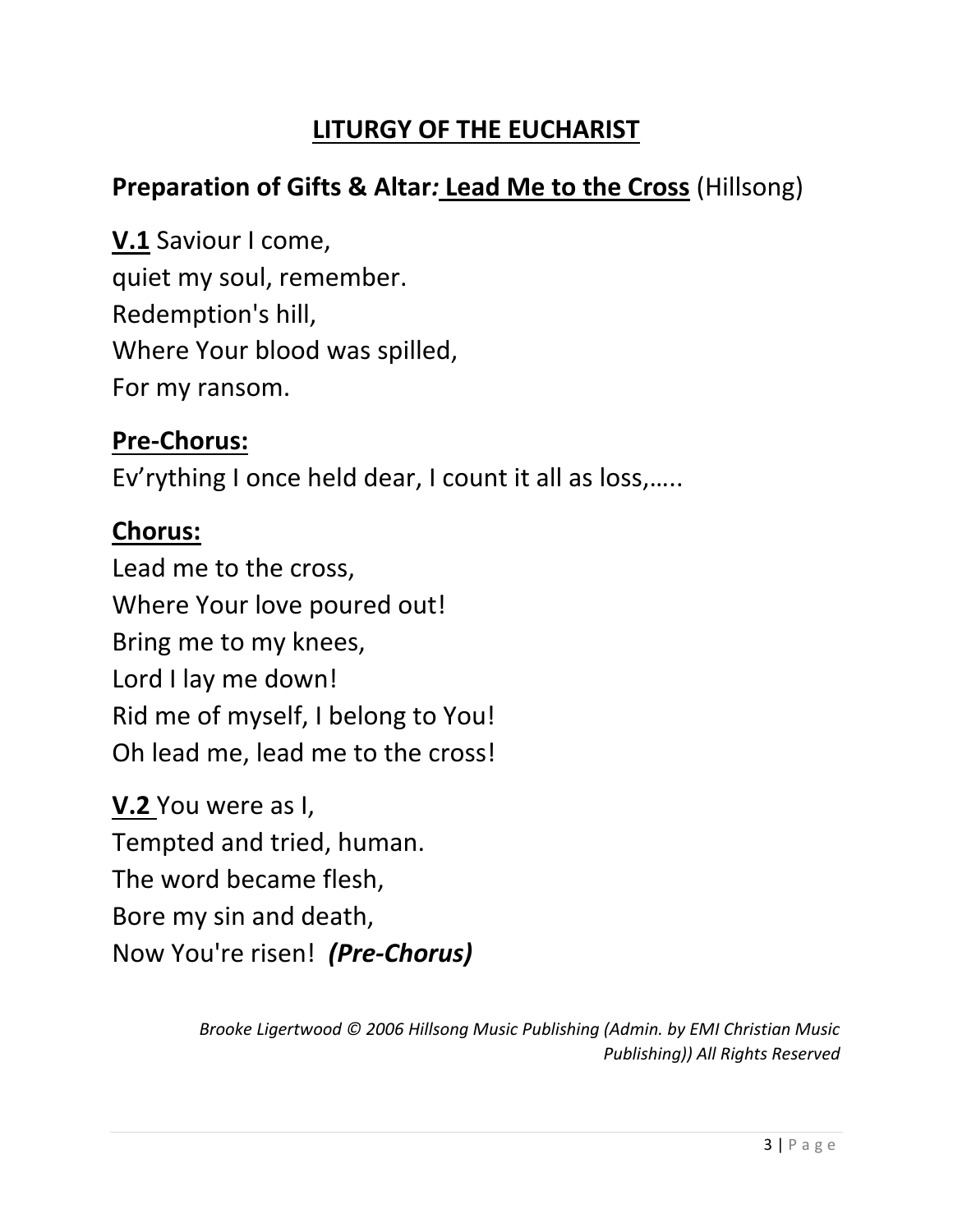# LITURGY OF THE EUCHARIST

## Preparation of Gifts & Altar*:* Lead Me to the Cross (Hillsong)

**V.1** Saviour I come,
quiet my soul, remember.
Redemption's hill,
Where Your blood was spilled,
For my ransom.

**Pre-Chorus:**
Ev'rything I once held dear, I count it all as loss,…..

**Chorus:**
Lead me to the cross,
Where Your love poured out!
Bring me to my knees,
Lord I lay me down!
Rid me of myself, I belong to You!
Oh lead me, lead me to the cross!

**V.2** You were as I,
Tempted and tried, human.
The word became flesh,
Bore my sin and death,
Now You're risen! ***(Pre-Chorus)***

*Brooke Ligertwood © 2006 Hillsong Music Publishing (Admin. by EMI Christian Music Publishing)) All Rights Reserved*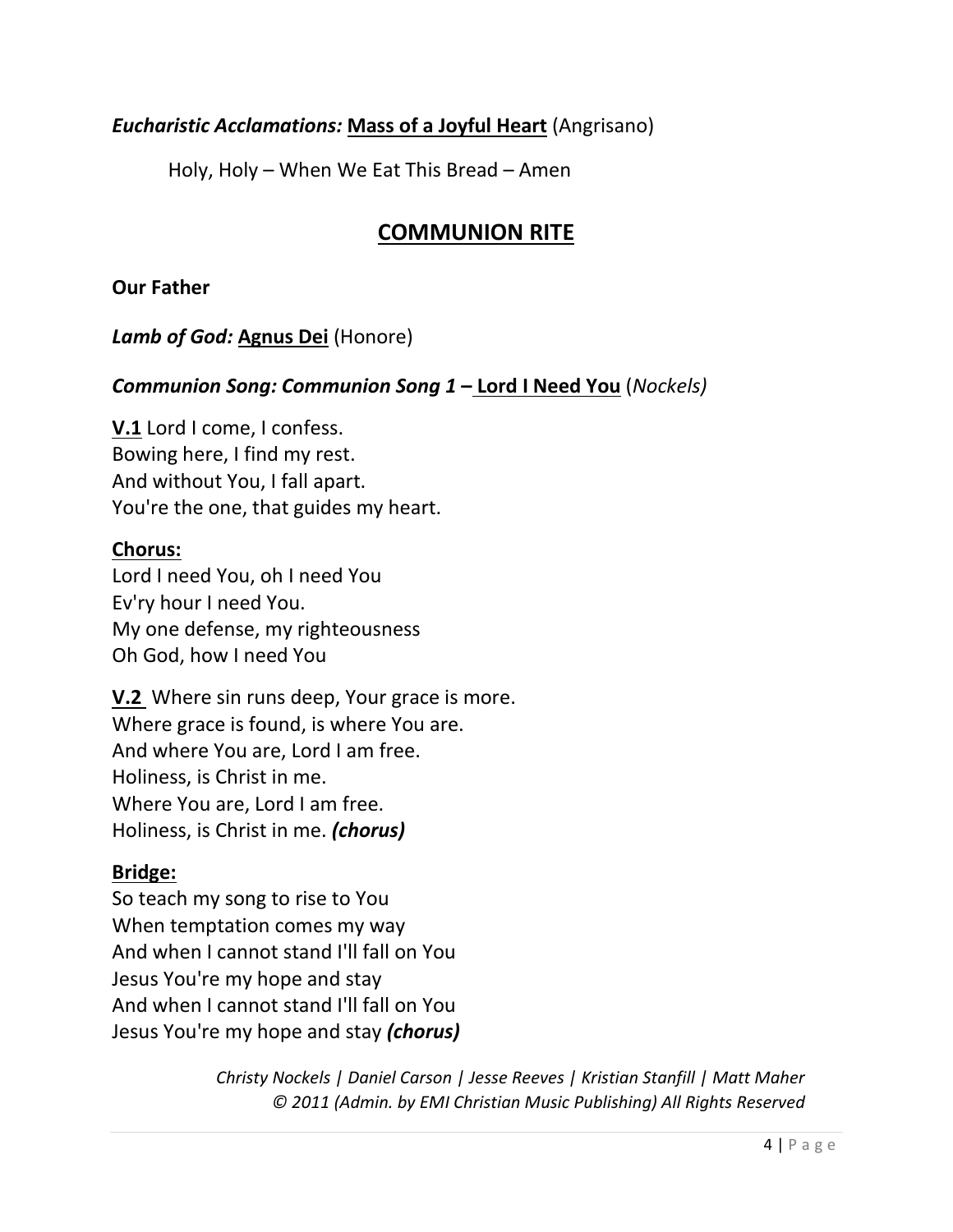***Eucharistic Acclamations:*** **<u>Mass of a Joyful Heart</u>** (Angrisano)

Holy, Holy – When We Eat This Bread – Amen

## <u>COMMUNION RITE</u>

**Our Father**

***Lamb of God:*** **<u>Agnus Dei</u>** (Honore)

***Communion Song: Communion Song 1 –*** **<u>Lord I Need You</u>** (*Nockels)*

**<u>V.1</u>** Lord I come, I confess.
Bowing here, I find my rest.
And without You, I fall apart.
You're the one, that guides my heart.

**<u>Chorus:</u>**
Lord I need You, oh I need You
Ev'ry hour I need You.
My one defense, my righteousness
Oh God, how I need You

**<u>V.2</u>** Where sin runs deep, Your grace is more.
Where grace is found, is where You are.
And where You are, Lord I am free.
Holiness, is Christ in me.
Where You are, Lord I am free.
Holiness, is Christ in me. ***(chorus)***

**<u>Bridge:</u>**
So teach my song to rise to You
When temptation comes my way
And when I cannot stand I'll fall on You
Jesus You're my hope and stay
And when I cannot stand I'll fall on You
Jesus You're my hope and stay ***(chorus)***

*Christy Nockels | Daniel Carson | Jesse Reeves | Kristian Stanfill | Matt Maher*
*© 2011 (Admin. by EMI Christian Music Publishing) All Rights Reserved*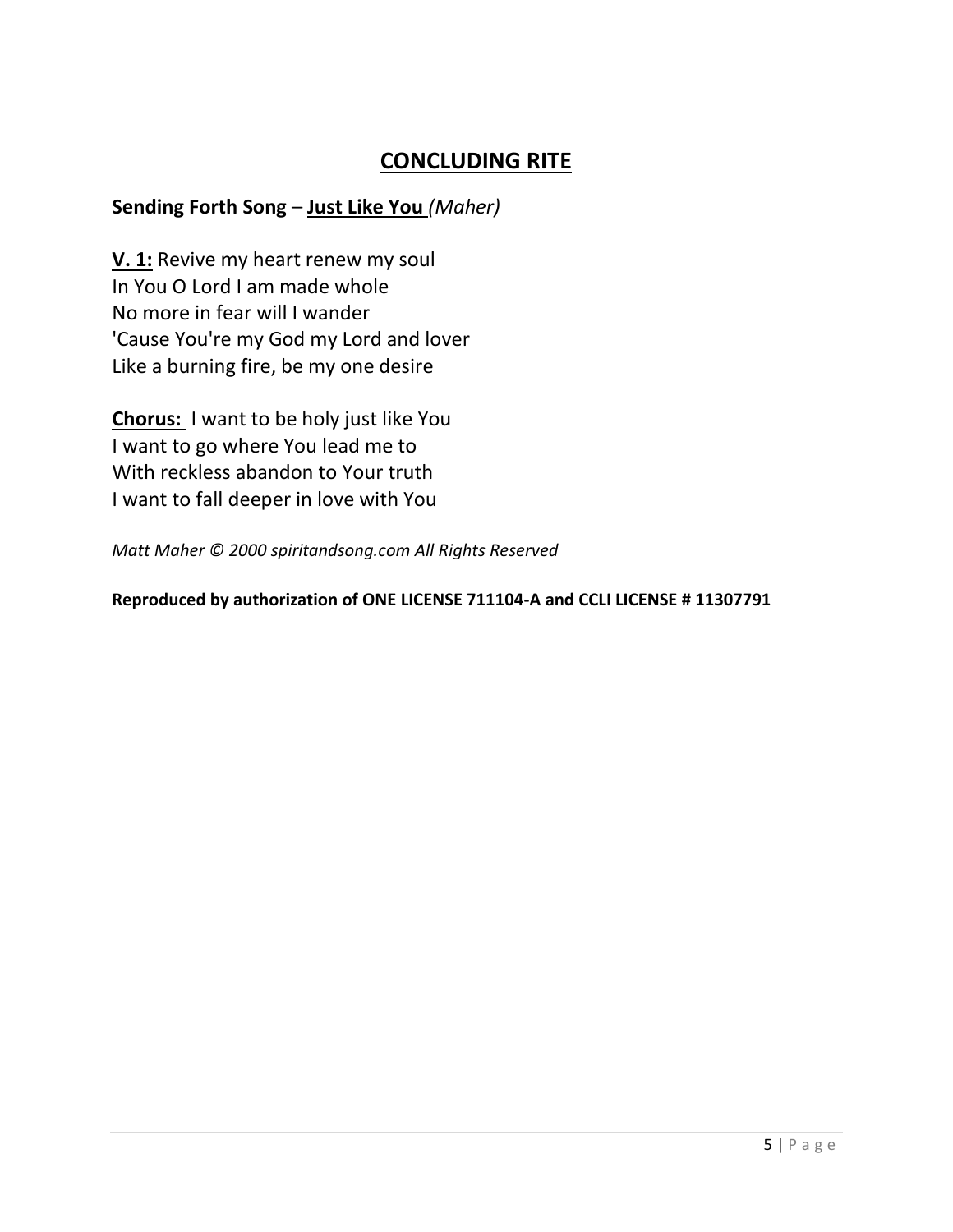## CONCLUDING RITE

**Sending Forth Song** – **Just Like You** *(Maher)*

**V. 1:** Revive my heart renew my soul
In You O Lord I am made whole
No more in fear will I wander
'Cause You're my God my Lord and lover
Like a burning fire, be my one desire

**Chorus:** I want to be holy just like You
I want to go where You lead me to
With reckless abandon to Your truth
I want to fall deeper in love with You

*Matt Maher © 2000 spiritandsong.com All Rights Reserved*

**Reproduced by authorization of ONE LICENSE 711104-A and CCLI LICENSE # 11307791**